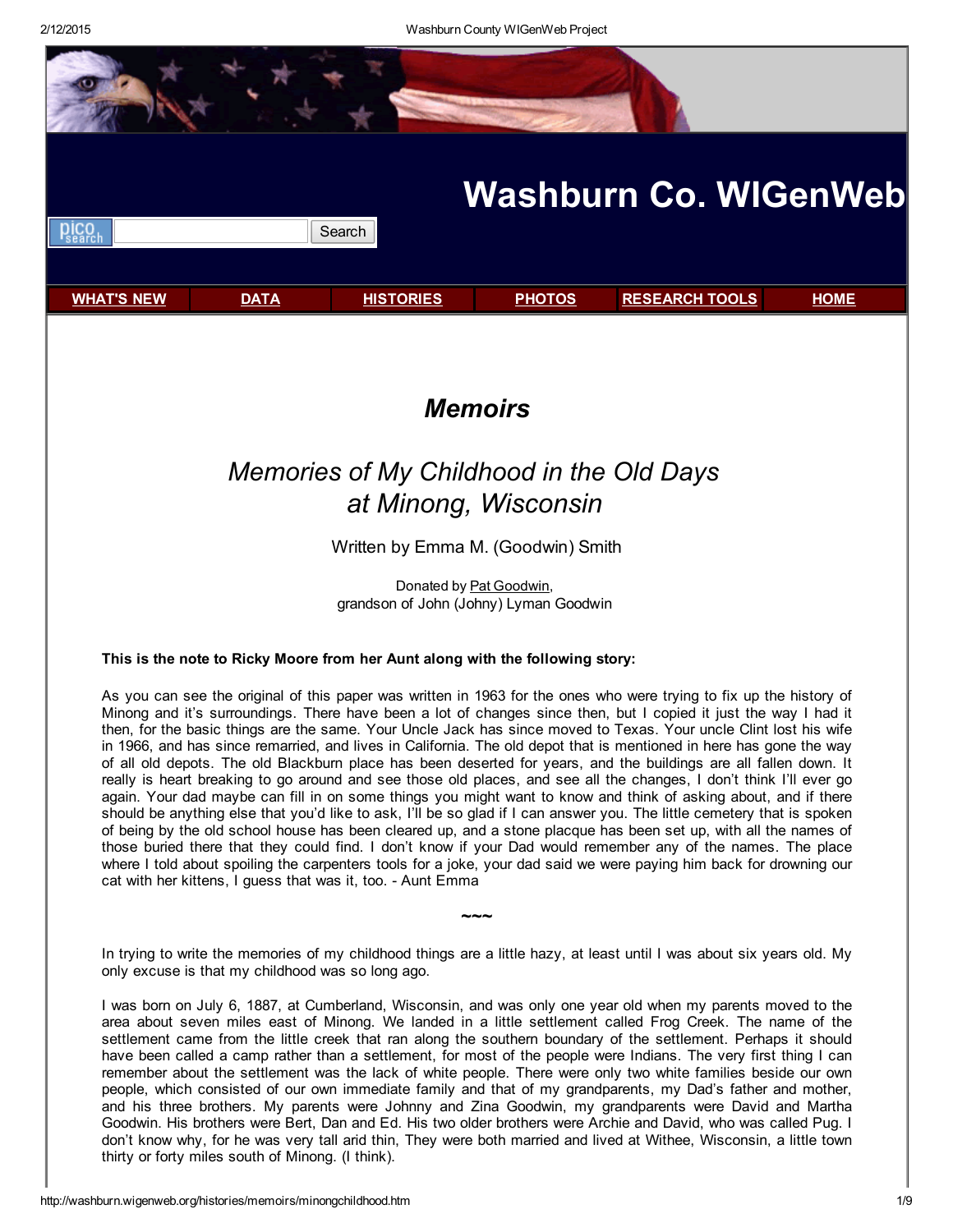# Washburn Co. WIGenWeb

WHAT'S NEW | DATA | HISTORIES | PHOTOS | RESEARCH TOOLS | HOME

## *Memoirs*

## *Memories of My Childhood in the Old Days at Minong, Wisconsin*

Written by Emma M. (Goodwin) Smith

Donated by Pat Goodwin,
grandson of John (Johny) Lyman Goodwin

**This is the note to Ricky Moore from her Aunt along with the following story:**

As you can see the original of this paper was written in 1963 for the ones who were trying to fix up the history of Minong and it's surroundings. There have been a lot of changes since then, but I copied it just the way I had it then, for the basic things are the same. Your Uncle Jack has since moved to Texas. Your uncle Clint lost his wife in 1966, and has since remarried, and lives in California. The old depot that is mentioned in here has gone the way of all old depots. The old Blackburn place has been deserted for years, and the buildings are all fallen down. It really is heart breaking to go around and see those old places, and see all the changes, I don't think I'll ever go again. Your dad maybe can fill in on some things you might want to know and think of asking about, and if there should be anything else that you'd like to ask, I'll be so glad if I can answer you. The little cemetery that is spoken of being by the old school house has been cleared up, and a stone placque has been set up, with all the names of those buried there that they could find. I don't know if your Dad would remember any of the names. The place where I told about spoiling the carpenters tools for a joke, your dad said we were paying him back for drowning our cat with her kittens, I guess that was it, too. - Aunt Emma

~~~

In trying to write the memories of my childhood things are a little hazy, at least until I was about six years old. My only excuse is that my childhood was so long ago.

I was born on July 6, 1887, at Cumberland, Wisconsin, and was only one year old when my parents moved to the area about seven miles east of Minong. We landed in a little settlement called Frog Creek. The name of the settlement came from the little creek that ran along the southern boundary of the settlement. Perhaps it should have been called a camp rather than a settlement, for most of the people were Indians. The very first thing I can remember about the settlement was the lack of white people. There were only two white families beside our own people, which consisted of our own immediate family and that of my grandparents, my Dad's father and mother, and his three brothers. My parents were Johnny and Zina Goodwin, my grandparents were David and Martha Goodwin. His brothers were Bert, Dan and Ed. His two older brothers were Archie and David, who was called Pug. I don't know why, for he was very tall arid thin, They were both married and lived at Withee, Wisconsin, a little town thirty or forty miles south of Minong. (I think).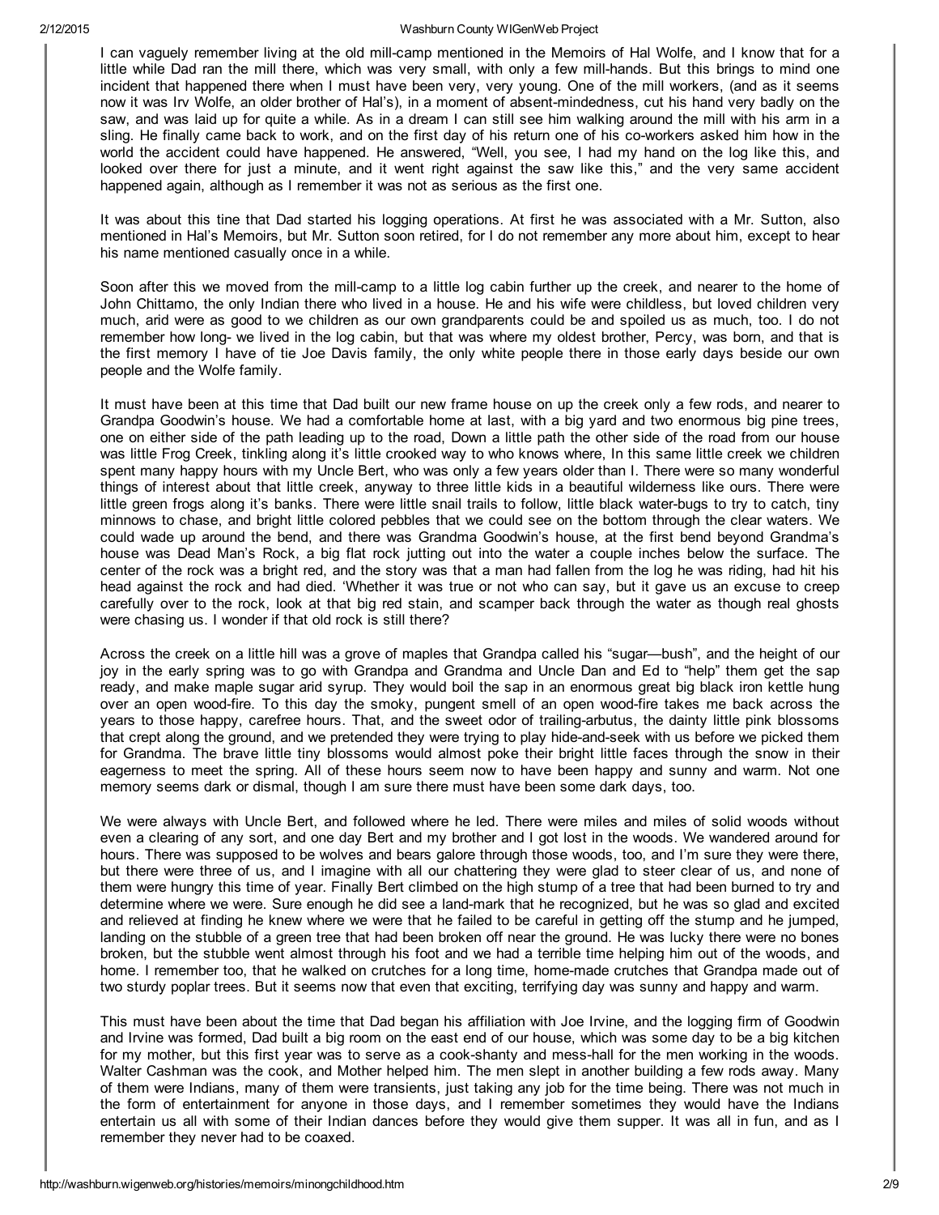I can vaguely remember living at the old mill-camp mentioned in the Memoirs of Hal Wolfe, and I know that for a little while Dad ran the mill there, which was very small, with only a few mill-hands. But this brings to mind one incident that happened there when I must have been very, very young. One of the mill workers, (and as it seems now it was Irv Wolfe, an older brother of Hal's), in a moment of absent-mindedness, cut his hand very badly on the saw, and was laid up for quite a while. As in a dream I can still see him walking around the mill with his arm in a sling. He finally came back to work, and on the first day of his return one of his co-workers asked him how in the world the accident could have happened. He answered, "Well, you see, I had my hand on the log like this, and looked over there for just a minute, and it went right against the saw like this," and the very same accident happened again, although as I remember it was not as serious as the first one.

It was about this tine that Dad started his logging operations. At first he was associated with a Mr. Sutton, also mentioned in Hal's Memoirs, but Mr. Sutton soon retired, for I do not remember any more about him, except to hear his name mentioned casually once in a while.

Soon after this we moved from the mill-camp to a little log cabin further up the creek, and nearer to the home of John Chittamo, the only Indian there who lived in a house. He and his wife were childless, but loved children very much, arid were as good to we children as our own grandparents could be and spoiled us as much, too. I do not remember how long- we lived in the log cabin, but that was where my oldest brother, Percy, was born, and that is the first memory I have of tie Joe Davis family, the only white people there in those early days beside our own people and the Wolfe family.

It must have been at this time that Dad built our new frame house on up the creek only a few rods, and nearer to Grandpa Goodwin's house. We had a comfortable home at last, with a big yard and two enormous big pine trees, one on either side of the path leading up to the road, Down a little path the other side of the road from our house was little Frog Creek, tinkling along it's little crooked way to who knows where, In this same little creek we children spent many happy hours with my Uncle Bert, who was only a few years older than I. There were so many wonderful things of interest about that little creek, anyway to three little kids in a beautiful wilderness like ours. There were little green frogs along it's banks. There were little snail trails to follow, little black water-bugs to try to catch, tiny minnows to chase, and bright little colored pebbles that we could see on the bottom through the clear waters. We could wade up around the bend, and there was Grandma Goodwin's house, at the first bend beyond Grandma's house was Dead Man's Rock, a big flat rock jutting out into the water a couple inches below the surface. The center of the rock was a bright red, and the story was that a man had fallen from the log he was riding, had hit his head against the rock and had died. 'Whether it was true or not who can say, but it gave us an excuse to creep carefully over to the rock, look at that big red stain, and scamper back through the water as though real ghosts were chasing us. I wonder if that old rock is still there?

Across the creek on a little hill was a grove of maples that Grandpa called his "sugar—bush", and the height of our joy in the early spring was to go with Grandpa and Grandma and Uncle Dan and Ed to "help" them get the sap ready, and make maple sugar arid syrup. They would boil the sap in an enormous great big black iron kettle hung over an open wood-fire. To this day the smoky, pungent smell of an open wood-fire takes me back across the years to those happy, carefree hours. That, and the sweet odor of trailing-arbutus, the dainty little pink blossoms that crept along the ground, and we pretended they were trying to play hide-and-seek with us before we picked them for Grandma. The brave little tiny blossoms would almost poke their bright little faces through the snow in their eagerness to meet the spring. All of these hours seem now to have been happy and sunny and warm. Not one memory seems dark or dismal, though I am sure there must have been some dark days, too.

We were always with Uncle Bert, and followed where he led. There were miles and miles of solid woods without even a clearing of any sort, and one day Bert and my brother and I got lost in the woods. We wandered around for hours. There was supposed to be wolves and bears galore through those woods, too, and I'm sure they were there, but there were three of us, and I imagine with all our chattering they were glad to steer clear of us, and none of them were hungry this time of year. Finally Bert climbed on the high stump of a tree that had been burned to try and determine where we were. Sure enough he did see a land-mark that he recognized, but he was so glad and excited and relieved at finding he knew where we were that he failed to be careful in getting off the stump and he jumped, landing on the stubble of a green tree that had been broken off near the ground. He was lucky there were no bones broken, but the stubble went almost through his foot and we had a terrible time helping him out of the woods, and home. I remember too, that he walked on crutches for a long time, home-made crutches that Grandpa made out of two sturdy poplar trees. But it seems now that even that exciting, terrifying day was sunny and happy and warm.

This must have been about the time that Dad began his affiliation with Joe Irvine, and the logging firm of Goodwin and Irvine was formed, Dad built a big room on the east end of our house, which was some day to be a big kitchen for my mother, but this first year was to serve as a cook-shanty and mess-hall for the men working in the woods. Walter Cashman was the cook, and Mother helped him. The men slept in another building a few rods away. Many of them were Indians, many of them were transients, just taking any job for the time being. There was not much in the form of entertainment for anyone in those days, and I remember sometimes they would have the Indians entertain us all with some of their Indian dances before they would give them supper. It was all in fun, and as I remember they never had to be coaxed.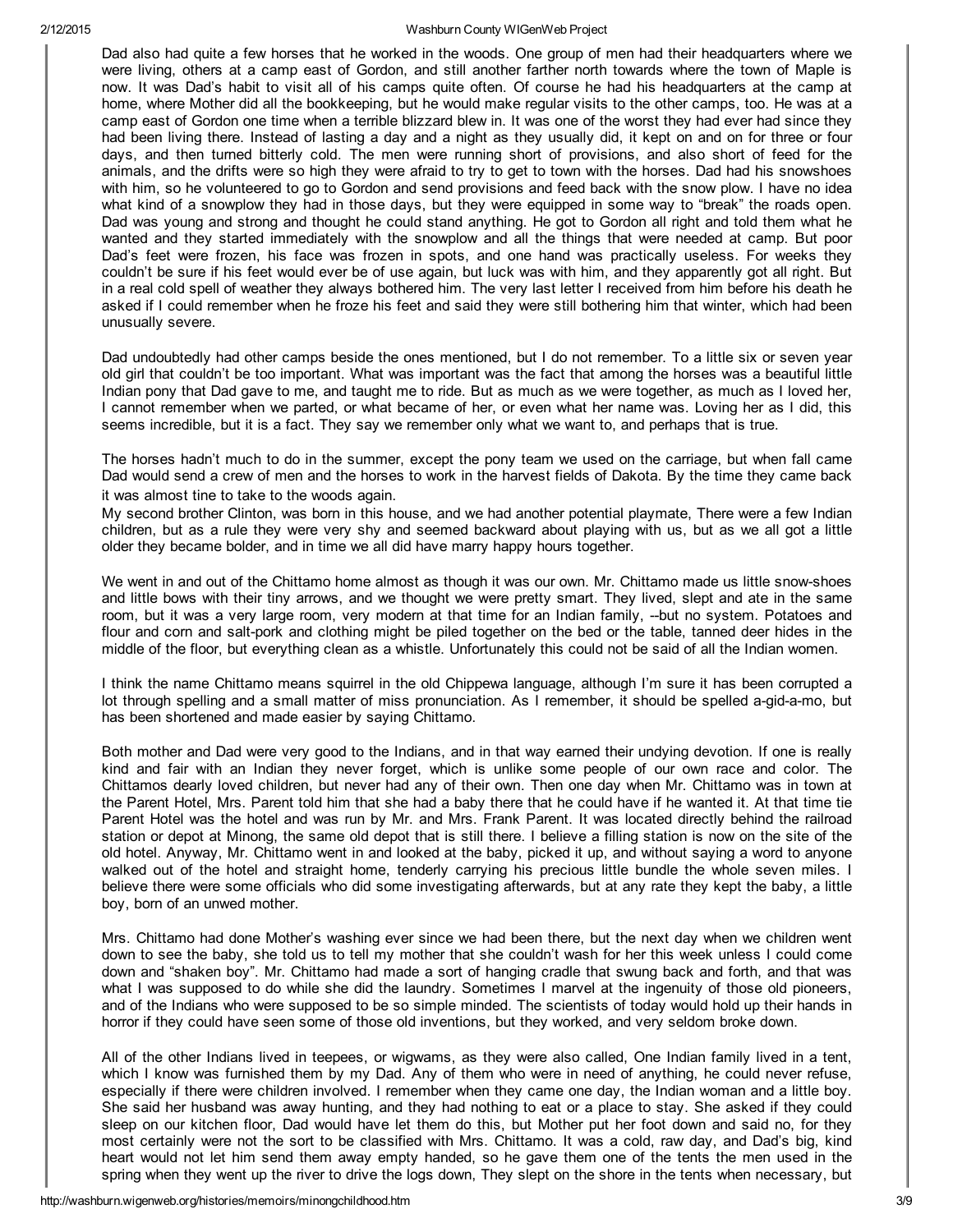Dad also had quite a few horses that he worked in the woods. One group of men had their headquarters where we were living, others at a camp east of Gordon, and still another farther north towards where the town of Maple is now. It was Dad's habit to visit all of his camps quite often. Of course he had his headquarters at the camp at home, where Mother did all the bookkeeping, but he would make regular visits to the other camps, too. He was at a camp east of Gordon one time when a terrible blizzard blew in. It was one of the worst they had ever had since they had been living there. Instead of lasting a day and a night as they usually did, it kept on and on for three or four days, and then turned bitterly cold. The men were running short of provisions, and also short of feed for the animals, and the drifts were so high they were afraid to try to get to town with the horses. Dad had his snowshoes with him, so he volunteered to go to Gordon and send provisions and feed back with the snow plow. I have no idea what kind of a snowplow they had in those days, but they were equipped in some way to "break" the roads open. Dad was young and strong and thought he could stand anything. He got to Gordon all right and told them what he wanted and they started immediately with the snowplow and all the things that were needed at camp. But poor Dad's feet were frozen, his face was frozen in spots, and one hand was practically useless. For weeks they couldn't be sure if his feet would ever be of use again, but luck was with him, and they apparently got all right. But in a real cold spell of weather they always bothered him. The very last letter I received from him before his death he asked if I could remember when he froze his feet and said they were still bothering him that winter, which had been unusually severe.

Dad undoubtedly had other camps beside the ones mentioned, but I do not remember. To a little six or seven year old girl that couldn't be too important. What was important was the fact that among the horses was a beautiful little Indian pony that Dad gave to me, and taught me to ride. But as much as we were together, as much as I loved her, I cannot remember when we parted, or what became of her, or even what her name was. Loving her as I did, this seems incredible, but it is a fact. They say we remember only what we want to, and perhaps that is true.

The horses hadn't much to do in the summer, except the pony team we used on the carriage, but when fall came Dad would send a crew of men and the horses to work in the harvest fields of Dakota. By the time they came back it was almost tine to take to the woods again.

My second brother Clinton, was born in this house, and we had another potential playmate, There were a few Indian children, but as a rule they were very shy and seemed backward about playing with us, but as we all got a little older they became bolder, and in time we all did have marry happy hours together.

We went in and out of the Chittamo home almost as though it was our own. Mr. Chittamo made us little snow-shoes and little bows with their tiny arrows, and we thought we were pretty smart. They lived, slept and ate in the same room, but it was a very large room, very modern at that time for an Indian family, --but no system. Potatoes and flour and corn and salt-pork and clothing might be piled together on the bed or the table, tanned deer hides in the middle of the floor, but everything clean as a whistle. Unfortunately this could not be said of all the Indian women.

I think the name Chittamo means squirrel in the old Chippewa language, although I'm sure it has been corrupted a lot through spelling and a small matter of miss pronunciation. As I remember, it should be spelled a-gid-a-mo, but has been shortened and made easier by saying Chittamo.

Both mother and Dad were very good to the Indians, and in that way earned their undying devotion. If one is really kind and fair with an Indian they never forget, which is unlike some people of our own race and color. The Chittamos dearly loved children, but never had any of their own. Then one day when Mr. Chittamo was in town at the Parent Hotel, Mrs. Parent told him that she had a baby there that he could have if he wanted it. At that time tie Parent Hotel was the hotel and was run by Mr. and Mrs. Frank Parent. It was located directly behind the railroad station or depot at Minong, the same old depot that is still there. I believe a filling station is now on the site of the old hotel. Anyway, Mr. Chittamo went in and looked at the baby, picked it up, and without saying a word to anyone walked out of the hotel and straight home, tenderly carrying his precious little bundle the whole seven miles. I believe there were some officials who did some investigating afterwards, but at any rate they kept the baby, a little boy, born of an unwed mother.

Mrs. Chittamo had done Mother's washing ever since we had been there, but the next day when we children went down to see the baby, she told us to tell my mother that she couldn't wash for her this week unless I could come down and "shaken boy". Mr. Chittamo had made a sort of hanging cradle that swung back and forth, and that was what I was supposed to do while she did the laundry. Sometimes I marvel at the ingenuity of those old pioneers, and of the Indians who were supposed to be so simple minded. The scientists of today would hold up their hands in horror if they could have seen some of those old inventions, but they worked, and very seldom broke down.

All of the other Indians lived in teepees, or wigwams, as they were also called, One Indian family lived in a tent, which I know was furnished them by my Dad. Any of them who were in need of anything, he could never refuse, especially if there were children involved. I remember when they came one day, the Indian woman and a little boy. She said her husband was away hunting, and they had nothing to eat or a place to stay. She asked if they could sleep on our kitchen floor, Dad would have let them do this, but Mother put her foot down and said no, for they most certainly were not the sort to be classified with Mrs. Chittamo. It was a cold, raw day, and Dad's big, kind heart would not let him send them away empty handed, so he gave them one of the tents the men used in the spring when they went up the river to drive the logs down, They slept on the shore in the tents when necessary, but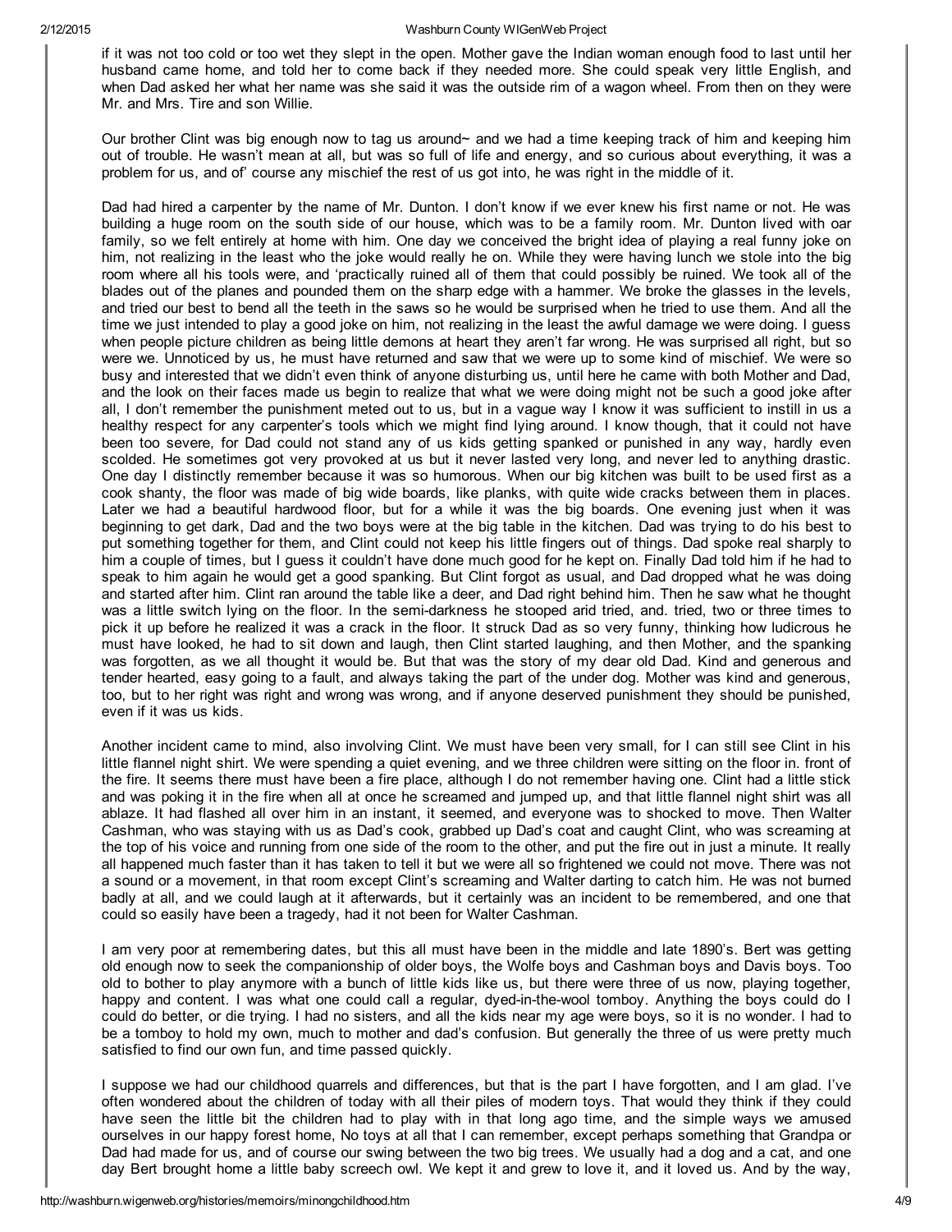if it was not too cold or too wet they slept in the open. Mother gave the Indian woman enough food to last until her husband came home, and told her to come back if they needed more. She could speak very little English, and when Dad asked her what her name was she said it was the outside rim of a wagon wheel. From then on they were Mr. and Mrs. Tire and son Willie.

Our brother Clint was big enough now to tag us around~ and we had a time keeping track of him and keeping him out of trouble. He wasn't mean at all, but was so full of life and energy, and so curious about everything, it was a problem for us, and of' course any mischief the rest of us got into, he was right in the middle of it.

Dad had hired a carpenter by the name of Mr. Dunton. I don't know if we ever knew his first name or not. He was building a huge room on the south side of our house, which was to be a family room. Mr. Dunton lived with oar family, so we felt entirely at home with him. One day we conceived the bright idea of playing a real funny joke on him, not realizing in the least who the joke would really he on. While they were having lunch we stole into the big room where all his tools were, and 'practically ruined all of them that could possibly be ruined. We took all of the blades out of the planes and pounded them on the sharp edge with a hammer. We broke the glasses in the levels, and tried our best to bend all the teeth in the saws so he would be surprised when he tried to use them. And all the time we just intended to play a good joke on him, not realizing in the least the awful damage we were doing. I guess when people picture children as being little demons at heart they aren't far wrong. He was surprised all right, but so were we. Unnoticed by us, he must have returned and saw that we were up to some kind of mischief. We were so busy and interested that we didn't even think of anyone disturbing us, until here he came with both Mother and Dad, and the look on their faces made us begin to realize that what we were doing might not be such a good joke after all, I don't remember the punishment meted out to us, but in a vague way I know it was sufficient to instill in us a healthy respect for any carpenter's tools which we might find lying around. I know though, that it could not have been too severe, for Dad could not stand any of us kids getting spanked or punished in any way, hardly even scolded. He sometimes got very provoked at us but it never lasted very long, and never led to anything drastic. One day I distinctly remember because it was so humorous. When our big kitchen was built to be used first as a cook shanty, the floor was made of big wide boards, like planks, with quite wide cracks between them in places. Later we had a beautiful hardwood floor, but for a while it was the big boards. One evening just when it was beginning to get dark, Dad and the two boys were at the big table in the kitchen. Dad was trying to do his best to put something together for them, and Clint could not keep his little fingers out of things. Dad spoke real sharply to him a couple of times, but I guess it couldn't have done much good for he kept on. Finally Dad told him if he had to speak to him again he would get a good spanking. But Clint forgot as usual, and Dad dropped what he was doing and started after him. Clint ran around the table like a deer, and Dad right behind him. Then he saw what he thought was a little switch lying on the floor. In the semi-darkness he stooped arid tried, and. tried, two or three times to pick it up before he realized it was a crack in the floor. It struck Dad as so very funny, thinking how ludicrous he must have looked, he had to sit down and laugh, then Clint started laughing, and then Mother, and the spanking was forgotten, as we all thought it would be. But that was the story of my dear old Dad. Kind and generous and tender hearted, easy going to a fault, and always taking the part of the under dog. Mother was kind and generous, too, but to her right was right and wrong was wrong, and if anyone deserved punishment they should be punished, even if it was us kids.

Another incident came to mind, also involving Clint. We must have been very small, for I can still see Clint in his little flannel night shirt. We were spending a quiet evening, and we three children were sitting on the floor in. front of the fire. It seems there must have been a fire place, although I do not remember having one. Clint had a little stick and was poking it in the fire when all at once he screamed and jumped up, and that little flannel night shirt was all ablaze. It had flashed all over him in an instant, it seemed, and everyone was to shocked to move. Then Walter Cashman, who was staying with us as Dad's cook, grabbed up Dad's coat and caught Clint, who was screaming at the top of his voice and running from one side of the room to the other, and put the fire out in just a minute. It really all happened much faster than it has taken to tell it but we were all so frightened we could not move. There was not a sound or a movement, in that room except Clint's screaming and Walter darting to catch him. He was not burned badly at all, and we could laugh at it afterwards, but it certainly was an incident to be remembered, and one that could so easily have been a tragedy, had it not been for Walter Cashman.

I am very poor at remembering dates, but this all must have been in the middle and late 1890's. Bert was getting old enough now to seek the companionship of older boys, the Wolfe boys and Cashman boys and Davis boys. Too old to bother to play anymore with a bunch of little kids like us, but there were three of us now, playing together, happy and content. I was what one could call a regular, dyed-in-the-wool tomboy. Anything the boys could do I could do better, or die trying. I had no sisters, and all the kids near my age were boys, so it is no wonder. I had to be a tomboy to hold my own, much to mother and dad's confusion. But generally the three of us were pretty much satisfied to find our own fun, and time passed quickly.

I suppose we had our childhood quarrels and differences, but that is the part I have forgotten, and I am glad. I've often wondered about the children of today with all their piles of modern toys. That would they think if they could have seen the little bit the children had to play with in that long ago time, and the simple ways we amused ourselves in our happy forest home, No toys at all that I can remember, except perhaps something that Grandpa or Dad had made for us, and of course our swing between the two big trees. We usually had a dog and a cat, and one day Bert brought home a little baby screech owl. We kept it and grew to love it, and it loved us. And by the way,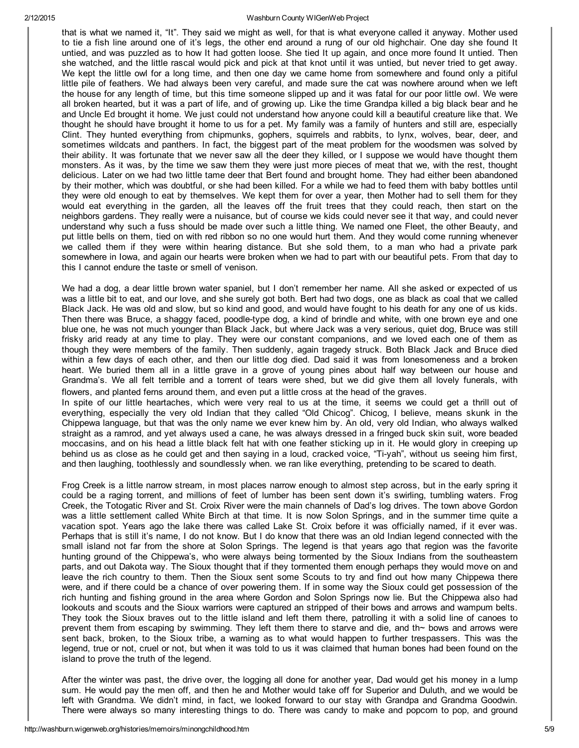that is what we named it, "It". They said we might as well, for that is what everyone called it anyway. Mother used to tie a fish line around one of it's legs, the other end around a rung of our old highchair. One day she found It untied, and was puzzled as to how It had gotten loose. She tied It up again, and once more found It untied. Then she watched, and the little rascal would pick and pick at that knot until it was untied, but never tried to get away. We kept the little owl for a long time, and then one day we came home from somewhere and found only a pitiful little pile of feathers. We had always been very careful, and made sure the cat was nowhere around when we left the house for any length of time, but this time someone slipped up and it was fatal for our poor little owl. We were all broken hearted, but it was a part of life, and of growing up. Like the time Grandpa killed a big black bear and he and Uncle Ed brought it home. We just could not understand how anyone could kill a beautiful creature like that. We thought he should have brought it home to us for a pet. My family was a family of hunters and still are, especially Clint. They hunted everything from chipmunks, gophers, squirrels and rabbits, to lynx, wolves, bear, deer, and sometimes wildcats and panthers. In fact, the biggest part of the meat problem for the woodsmen was solved by their ability. It was fortunate that we never saw all the deer they killed, or I suppose we would have thought them monsters. As it was, by the time we saw them they were just more pieces of meat that we, with the rest, thought delicious. Later on we had two little tame deer that Bert found and brought home. They had either been abandoned by their mother, which was doubtful, or she had been killed. For a while we had to feed them with baby bottles until they were old enough to eat by themselves. We kept them for over a year, then Mother had to sell them for they would eat everything in the garden, all the leaves off the fruit trees that they could reach, then start on the neighbors gardens. They really were a nuisance, but of course we kids could never see it that way, and could never understand why such a fuss should be made over such a little thing. We named one Fleet, the other Beauty, and put little bells on them, tied on with red ribbon so no one would hurt them. And they would come running whenever we called them if they were within hearing distance. But she sold them, to a man who had a private park somewhere in Iowa, and again our hearts were broken when we had to part with our beautiful pets. From that day to this I cannot endure the taste or smell of venison.

We had a dog, a dear little brown water spaniel, but I don't remember her name. All she asked or expected of us was a little bit to eat, and our love, and she surely got both. Bert had two dogs, one as black as coal that we called Black Jack. He was old and slow, but so kind and good, and would have fought to his death for any one of us kids. Then there was Bruce, a shaggy faced, poodle-type dog, a kind of brindle and white, with one brown eye and one blue one, he was not much younger than Black Jack, but where Jack was a very serious, quiet dog, Bruce was still frisky arid ready at any time to play. They were our constant companions, and we loved each one of them as though they were members of the family. Then suddenly, again tragedy struck. Both Black Jack and Bruce died within a few days of each other, and then our little dog died. Dad said it was from lonesomeness and a broken heart. We buried them all in a little grave in a grove of young pines about half way between our house and Grandma's. We all felt terrible and a torrent of tears were shed, but we did give them all lovely funerals, with flowers, and planted ferns around them, and even put a little cross at the head of the graves.

In spite of our little heartaches, which were very real to us at the time, it seems we could get a thrill out of everything, especially the very old Indian that they called "Old Chicog". Chicog, I believe, means skunk in the Chippewa language, but that was the only name we ever knew him by. An old, very old Indian, who always walked straight as a ramrod, and yet always used a cane, he was always dressed in a fringed buck skin suit, wore beaded moccasins, and on his head a little black felt hat with one feather sticking up in it. He would glory in creeping up behind us as close as he could get and then saying in a loud, cracked voice, "Ti-yah", without us seeing him first, and then laughing, toothlessly and soundlessly when. we ran like everything, pretending to be scared to death.

Frog Creek is a little narrow stream, in most places narrow enough to almost step across, but in the early spring it could be a raging torrent, and millions of feet of lumber has been sent down it's swirling, tumbling waters. Frog Creek, the Totogatic River and St. Croix River were the main channels of Dad's log drives. The town above Gordon was a little settlement called White Birch at that time. It is now Solon Springs, and in the summer time quite a vacation spot. Years ago the lake there was called Lake St. Croix before it was officially named, if it ever was. Perhaps that is still it's name, I do not know. But I do know that there was an old Indian legend connected with the small island not far from the shore at Solon Springs. The legend is that years ago that region was the favorite hunting ground of the Chippewa's, who were always being tormented by the Sioux Indians from the southeastern parts, and out Dakota way. The Sioux thought that if they tormented them enough perhaps they would move on and leave the rich country to them. Then the Sioux sent some Scouts to try and find out how many Chippewa there were, and if there could be a chance of over powering them. If in some way the Sioux could get possession of the rich hunting and fishing ground in the area where Gordon and Solon Springs now lie. But the Chippewa also had lookouts and scouts and the Sioux warriors were captured an stripped of their bows and arrows and wampum belts. They took the Sioux braves out to the little island and left them there, patrolling it with a solid line of canoes to prevent them from escaping by swimming. They left them there to starve and die, and th~ bows and arrows were sent back, broken, to the Sioux tribe, a warning as to what would happen to further trespassers. This was the legend, true or not, cruel or not, but when it was told to us it was claimed that human bones had been found on the island to prove the truth of the legend.

After the winter was past, the drive over, the logging all done for another year, Dad would get his money in a lump sum. He would pay the men off, and then he and Mother would take off for Superior and Duluth, and we would be left with Grandma. We didn't mind, in fact, we looked forward to our stay with Grandpa and Grandma Goodwin. There were always so many interesting things to do. There was candy to make and popcorn to pop, and ground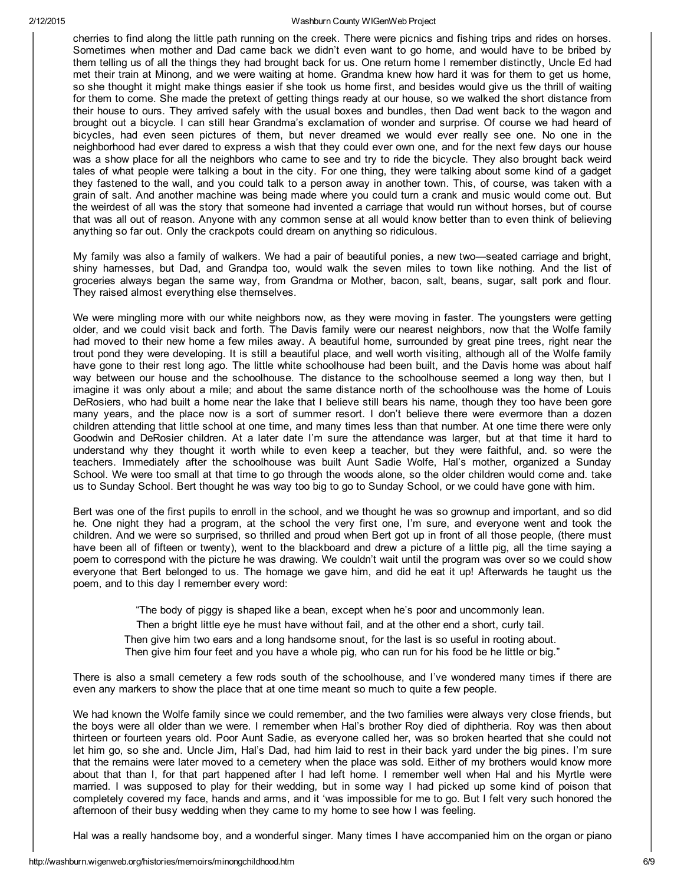cherries to find along the little path running on the creek. There were picnics and fishing trips and rides on horses. Sometimes when mother and Dad came back we didn't even want to go home, and would have to be bribed by them telling us of all the things they had brought back for us. One return home I remember distinctly, Uncle Ed had met their train at Minong, and we were waiting at home. Grandma knew how hard it was for them to get us home, so she thought it might make things easier if she took us home first, and besides would give us the thrill of waiting for them to come. She made the pretext of getting things ready at our house, so we walked the short distance from their house to ours. They arrived safely with the usual boxes and bundles, then Dad went back to the wagon and brought out a bicycle. I can still hear Grandma's exclamation of wonder and surprise. Of course we had heard of bicycles, had even seen pictures of them, but never dreamed we would ever really see one. No one in the neighborhood had ever dared to express a wish that they could ever own one, and for the next few days our house was a show place for all the neighbors who came to see and try to ride the bicycle. They also brought back weird tales of what people were talking a bout in the city. For one thing, they were talking about some kind of a gadget they fastened to the wall, and you could talk to a person away in another town. This, of course, was taken with a grain of salt. And another machine was being made where you could turn a crank and music would come out. But the weirdest of all was the story that someone had invented a carriage that would run without horses, but of course that was all out of reason. Anyone with any common sense at all would know better than to even think of believing anything so far out. Only the crackpots could dream on anything so ridiculous.

My family was also a family of walkers. We had a pair of beautiful ponies, a new two—seated carriage and bright, shiny harnesses, but Dad, and Grandpa too, would walk the seven miles to town like nothing. And the list of groceries always began the same way, from Grandma or Mother, bacon, salt, beans, sugar, salt pork and flour. They raised almost everything else themselves.

We were mingling more with our white neighbors now, as they were moving in faster. The youngsters were getting older, and we could visit back and forth. The Davis family were our nearest neighbors, now that the Wolfe family had moved to their new home a few miles away. A beautiful home, surrounded by great pine trees, right near the trout pond they were developing. It is still a beautiful place, and well worth visiting, although all of the Wolfe family have gone to their rest long ago. The little white schoolhouse had been built, and the Davis home was about half way between our house and the schoolhouse. The distance to the schoolhouse seemed a long way then, but I imagine it was only about a mile; and about the same distance north of the schoolhouse was the home of Louis DeRosiers, who had built a home near the lake that I believe still bears his name, though they too have been gore many years, and the place now is a sort of summer resort. I don't believe there were evermore than a dozen children attending that little school at one time, and many times less than that number. At one time there were only Goodwin and DeRosier children. At a later date I'm sure the attendance was larger, but at that time it hard to understand why they thought it worth while to even keep a teacher, but they were faithful, and. so were the teachers. Immediately after the schoolhouse was built Aunt Sadie Wolfe, Hal's mother, organized a Sunday School. We were too small at that time to go through the woods alone, so the older children would come and. take us to Sunday School. Bert thought he was way too big to go to Sunday School, or we could have gone with him.

Bert was one of the first pupils to enroll in the school, and we thought he was so grownup and important, and so did he. One night they had a program, at the school the very first one, I'm sure, and everyone went and took the children. And we were so surprised, so thrilled and proud when Bert got up in front of all those people, (there must have been all of fifteen or twenty), went to the blackboard and drew a picture of a little pig, all the time saying a poem to correspond with the picture he was drawing. We couldn't wait until the program was over so we could show everyone that Bert belonged to us. The homage we gave him, and did he eat it up! Afterwards he taught us the poem, and to this day I remember every word:

> "The body of piggy is shaped like a bean, except when he's poor and uncommonly lean.
> Then a bright little eye he must have without fail, and at the other end a short, curly tail.
> Then give him two ears and a long handsome snout, for the last is so useful in rooting about.
> Then give him four feet and you have a whole pig, who can run for his food be he little or big."

There is also a small cemetery a few rods south of the schoolhouse, and I've wondered many times if there are even any markers to show the place that at one time meant so much to quite a few people.

We had known the Wolfe family since we could remember, and the two families were always very close friends, but the boys were all older than we were. I remember when Hal's brother Roy died of diphtheria. Roy was then about thirteen or fourteen years old. Poor Aunt Sadie, as everyone called her, was so broken hearted that she could not let him go, so she and. Uncle Jim, Hal's Dad, had him laid to rest in their back yard under the big pines. I'm sure that the remains were later moved to a cemetery when the place was sold. Either of my brothers would know more about that than I, for that part happened after I had left home. I remember well when Hal and his Myrtle were married. I was supposed to play for their wedding, but in some way I had picked up some kind of poison that completely covered my face, hands and arms, and it 'was impossible for me to go. But I felt very such honored the afternoon of their busy wedding when they came to my home to see how I was feeling.

Hal was a really handsome boy, and a wonderful singer. Many times I have accompanied him on the organ or piano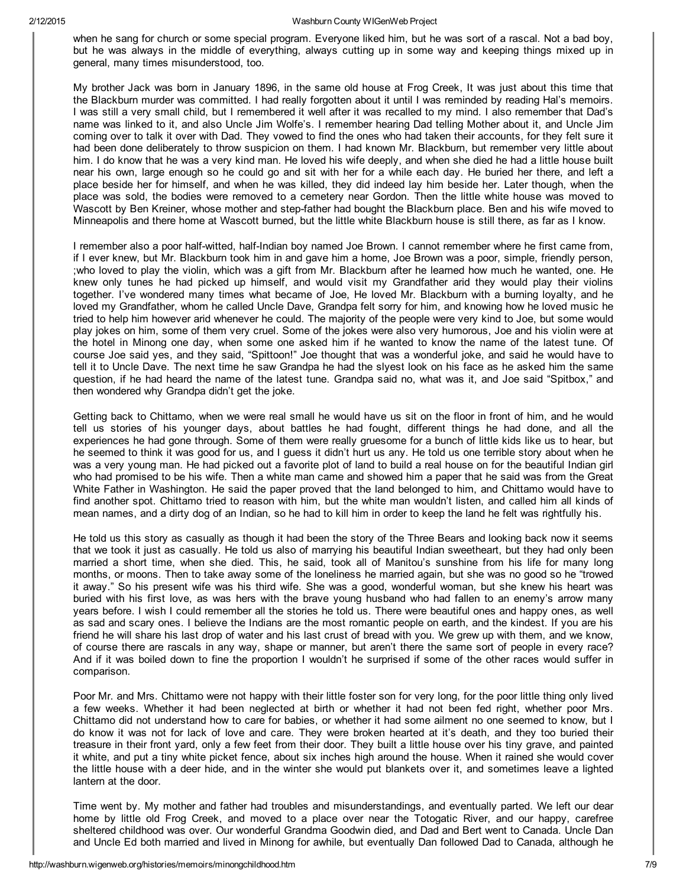when he sang for church or some special program. Everyone liked him, but he was sort of a rascal. Not a bad boy, but he was always in the middle of everything, always cutting up in some way and keeping things mixed up in general, many times misunderstood, too.

My brother Jack was born in January 1896, in the same old house at Frog Creek, It was just about this time that the Blackburn murder was committed. I had really forgotten about it until I was reminded by reading Hal's memoirs. I was still a very small child, but I remembered it well after it was recalled to my mind. I also remember that Dad's name was linked to it, and also Uncle Jim Wolfe's. I remember hearing Dad telling Mother about it, and Uncle Jim coming over to talk it over with Dad. They vowed to find the ones who had taken their accounts, for they felt sure it had been done deliberately to throw suspicion on them. I had known Mr. Blackburn, but remember very little about him. I do know that he was a very kind man. He loved his wife deeply, and when she died he had a little house built near his own, large enough so he could go and sit with her for a while each day. He buried her there, and left a place beside her for himself, and when he was killed, they did indeed lay him beside her. Later though, when the place was sold, the bodies were removed to a cemetery near Gordon. Then the little white house was moved to Wascott by Ben Kreiner, whose mother and step-father had bought the Blackburn place. Ben and his wife moved to Minneapolis and there home at Wascott burned, but the little white Blackburn house is still there, as far as I know.

I remember also a poor half-witted, half-Indian boy named Joe Brown. I cannot remember where he first came from, if I ever knew, but Mr. Blackburn took him in and gave him a home, Joe Brown was a poor, simple, friendly person, ;who loved to play the violin, which was a gift from Mr. Blackburn after he learned how much he wanted, one. He knew only tunes he had picked up himself, and would visit my Grandfather arid they would play their violins together. I've wondered many times what became of Joe, He loved Mr. Blackburn with a burning loyalty, and he loved my Grandfather, whom he called Uncle Dave, Grandpa felt sorry for him, and knowing how he loved music he tried to help him however arid whenever he could. The majority of the people were very kind to Joe, but some would play jokes on him, some of them very cruel. Some of the jokes were also very humorous, Joe and his violin were at the hotel in Minong one day, when some one asked him if he wanted to know the name of the latest tune. Of course Joe said yes, and they said, "Spittoon!" Joe thought that was a wonderful joke, and said he would have to tell it to Uncle Dave. The next time he saw Grandpa he had the slyest look on his face as he asked him the same question, if he had heard the name of the latest tune. Grandpa said no, what was it, and Joe said "Spitbox," and then wondered why Grandpa didn't get the joke.

Getting back to Chittamo, when we were real small he would have us sit on the floor in front of him, and he would tell us stories of his younger days, about battles he had fought, different things he had done, and all the experiences he had gone through. Some of them were really gruesome for a bunch of little kids like us to hear, but he seemed to think it was good for us, and I guess it didn't hurt us any. He told us one terrible story about when he was a very young man. He had picked out a favorite plot of land to build a real house on for the beautiful Indian girl who had promised to be his wife. Then a white man came and showed him a paper that he said was from the Great White Father in Washington. He said the paper proved that the land belonged to him, and Chittamo would have to find another spot. Chittamo tried to reason with him, but the white man wouldn't listen, and called him all kinds of mean names, and a dirty dog of an Indian, so he had to kill him in order to keep the land he felt was rightfully his.

He told us this story as casually as though it had been the story of the Three Bears and looking back now it seems that we took it just as casually. He told us also of marrying his beautiful Indian sweetheart, but they had only been married a short time, when she died. This, he said, took all of Manitou's sunshine from his life for many long months, or moons. Then to take away some of the loneliness he married again, but she was no good so he "trowed it away." So his present wife was his third wife. She was a good, wonderful woman, but she knew his heart was buried with his first love, as was hers with the brave young husband who had fallen to an enemy's arrow many years before. I wish I could remember all the stories he told us. There were beautiful ones and happy ones, as well as sad and scary ones. I believe the Indians are the most romantic people on earth, and the kindest. If you are his friend he will share his last drop of water and his last crust of bread with you. We grew up with them, and we know, of course there are rascals in any way, shape or manner, but aren't there the same sort of people in every race? And if it was boiled down to fine the proportion I wouldn't he surprised if some of the other races would suffer in comparison.

Poor Mr. and Mrs. Chittamo were not happy with their little foster son for very long, for the poor little thing only lived a few weeks. Whether it had been neglected at birth or whether it had not been fed right, whether poor Mrs. Chittamo did not understand how to care for babies, or whether it had some ailment no one seemed to know, but I do know it was not for lack of love and care. They were broken hearted at it's death, and they too buried their treasure in their front yard, only a few feet from their door. They built a little house over his tiny grave, and painted it white, and put a tiny white picket fence, about six inches high around the house. When it rained she would cover the little house with a deer hide, and in the winter she would put blankets over it, and sometimes leave a lighted lantern at the door.

Time went by. My mother and father had troubles and misunderstandings, and eventually parted. We left our dear home by little old Frog Creek, and moved to a place over near the Totogatic River, and our happy, carefree sheltered childhood was over. Our wonderful Grandma Goodwin died, and Dad and Bert went to Canada. Uncle Dan and Uncle Ed both married and lived in Minong for awhile, but eventually Dan followed Dad to Canada, although he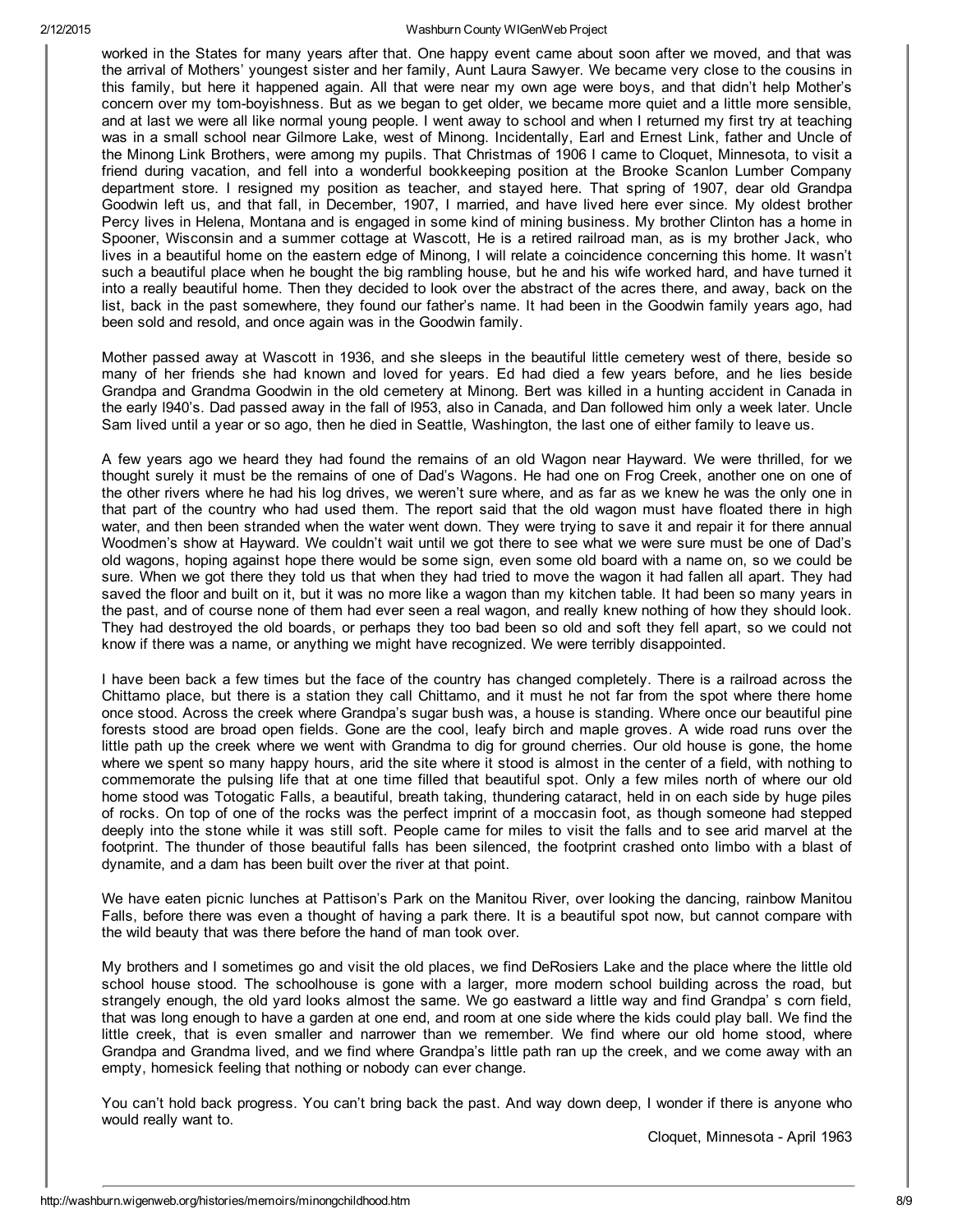worked in the States for many years after that. One happy event came about soon after we moved, and that was the arrival of Mothers' youngest sister and her family, Aunt Laura Sawyer. We became very close to the cousins in this family, but here it happened again. All that were near my own age were boys, and that didn't help Mother's concern over my tom-boyishness. But as we began to get older, we became more quiet and a little more sensible, and at last we were all like normal young people. I went away to school and when I returned my first try at teaching was in a small school near Gilmore Lake, west of Minong. Incidentally, Earl and Ernest Link, father and Uncle of the Minong Link Brothers, were among my pupils. That Christmas of 1906 I came to Cloquet, Minnesota, to visit a friend during vacation, and fell into a wonderful bookkeeping position at the Brooke Scanlon Lumber Company department store. I resigned my position as teacher, and stayed here. That spring of 1907, dear old Grandpa Goodwin left us, and that fall, in December, 1907, I married, and have lived here ever since. My oldest brother Percy lives in Helena, Montana and is engaged in some kind of mining business. My brother Clinton has a home in Spooner, Wisconsin and a summer cottage at Wascott, He is a retired railroad man, as is my brother Jack, who lives in a beautiful home on the eastern edge of Minong, I will relate a coincidence concerning this home. It wasn't such a beautiful place when he bought the big rambling house, but he and his wife worked hard, and have turned it into a really beautiful home. Then they decided to look over the abstract of the acres there, and away, back on the list, back in the past somewhere, they found our father's name. It had been in the Goodwin family years ago, had been sold and resold, and once again was in the Goodwin family.

Mother passed away at Wascott in 1936, and she sleeps in the beautiful little cemetery west of there, beside so many of her friends she had known and loved for years. Ed had died a few years before, and he lies beside Grandpa and Grandma Goodwin in the old cemetery at Minong. Bert was killed in a hunting accident in Canada in the early l940's. Dad passed away in the fall of l953, also in Canada, and Dan followed him only a week later. Uncle Sam lived until a year or so ago, then he died in Seattle, Washington, the last one of either family to leave us.

A few years ago we heard they had found the remains of an old Wagon near Hayward. We were thrilled, for we thought surely it must be the remains of one of Dad's Wagons. He had one on Frog Creek, another one on one of the other rivers where he had his log drives, we weren't sure where, and as far as we knew he was the only one in that part of the country who had used them. The report said that the old wagon must have floated there in high water, and then been stranded when the water went down. They were trying to save it and repair it for there annual Woodmen's show at Hayward. We couldn't wait until we got there to see what we were sure must be one of Dad's old wagons, hoping against hope there would be some sign, even some old board with a name on, so we could be sure. When we got there they told us that when they had tried to move the wagon it had fallen all apart. They had saved the floor and built on it, but it was no more like a wagon than my kitchen table. It had been so many years in the past, and of course none of them had ever seen a real wagon, and really knew nothing of how they should look. They had destroyed the old boards, or perhaps they too bad been so old and soft they fell apart, so we could not know if there was a name, or anything we might have recognized. We were terribly disappointed.

I have been back a few times but the face of the country has changed completely. There is a railroad across the Chittamo place, but there is a station they call Chittamo, and it must he not far from the spot where there home once stood. Across the creek where Grandpa's sugar bush was, a house is standing. Where once our beautiful pine forests stood are broad open fields. Gone are the cool, leafy birch and maple groves. A wide road runs over the little path up the creek where we went with Grandma to dig for ground cherries. Our old house is gone, the home where we spent so many happy hours, arid the site where it stood is almost in the center of a field, with nothing to commemorate the pulsing life that at one time filled that beautiful spot. Only a few miles north of where our old home stood was Totogatic Falls, a beautiful, breath taking, thundering cataract, held in on each side by huge piles of rocks. On top of one of the rocks was the perfect imprint of a moccasin foot, as though someone had stepped deeply into the stone while it was still soft. People came for miles to visit the falls and to see arid marvel at the footprint. The thunder of those beautiful falls has been silenced, the footprint crashed onto limbo with a blast of dynamite, and a dam has been built over the river at that point.

We have eaten picnic lunches at Pattison's Park on the Manitou River, over looking the dancing, rainbow Manitou Falls, before there was even a thought of having a park there. It is a beautiful spot now, but cannot compare with the wild beauty that was there before the hand of man took over.

My brothers and I sometimes go and visit the old places, we find DeRosiers Lake and the place where the little old school house stood. The schoolhouse is gone with a larger, more modern school building across the road, but strangely enough, the old yard looks almost the same. We go eastward a little way and find Grandpa' s corn field, that was long enough to have a garden at one end, and room at one side where the kids could play ball. We find the little creek, that is even smaller and narrower than we remember. We find where our old home stood, where Grandpa and Grandma lived, and we find where Grandpa's little path ran up the creek, and we come away with an empty, homesick feeling that nothing or nobody can ever change.

You can't hold back progress. You can't bring back the past. And way down deep, I wonder if there is anyone who would really want to.

Cloquet, Minnesota - April 1963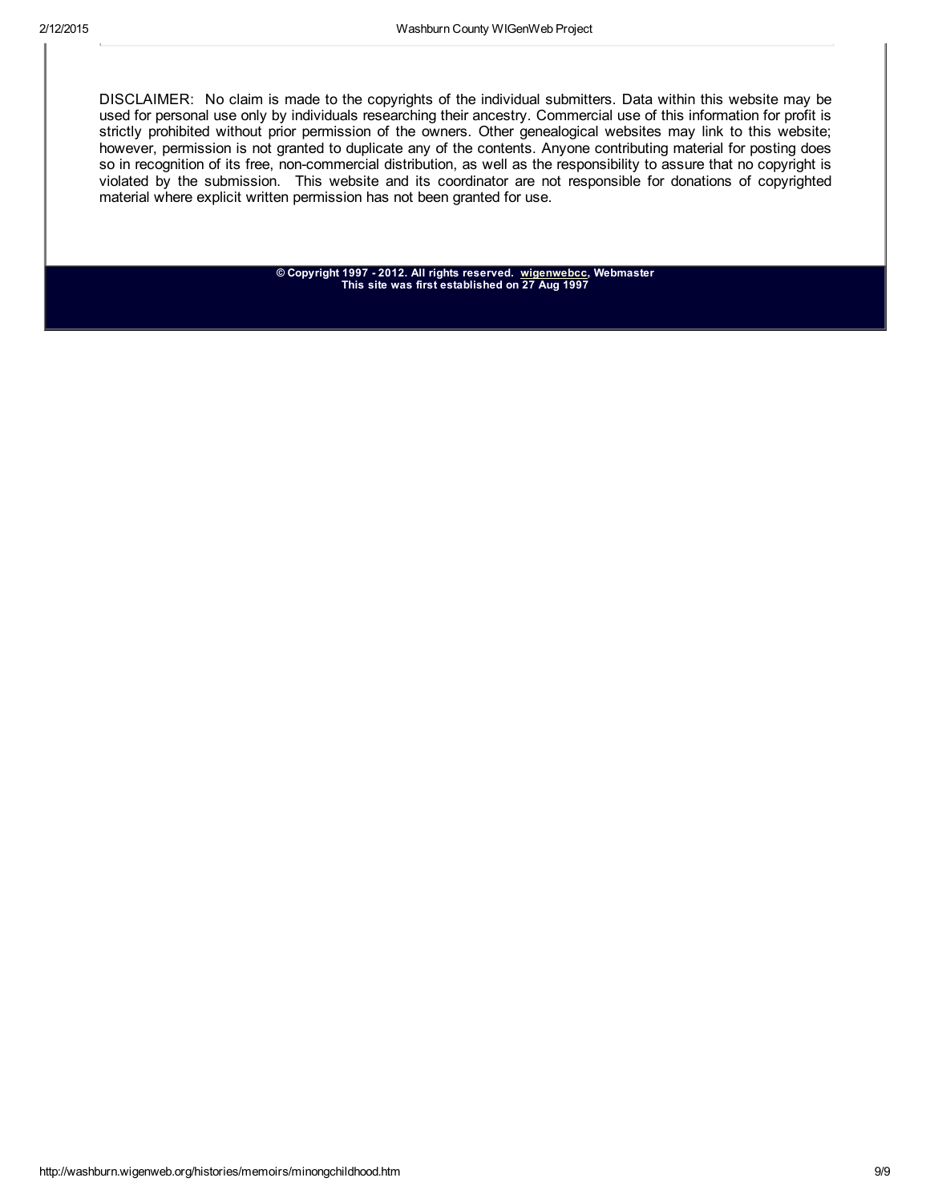DISCLAIMER: No claim is made to the copyrights of the individual submitters. Data within this website may be used for personal use only by individuals researching their ancestry. Commercial use of this information for profit is strictly prohibited without prior permission of the owners. Other genealogical websites may link to this website; however, permission is not granted to duplicate any of the contents. Anyone contributing material for posting does so in recognition of its free, non-commercial distribution, as well as the responsibility to assure that no copyright is violated by the submission. This website and its coordinator are not responsible for donations of copyrighted material where explicit written permission has not been granted for use.

**© Copyright 1997 - 2012. All rights reserved. wigenwebcc, Webmaster**
**This site was first established on 27 Aug 1997**